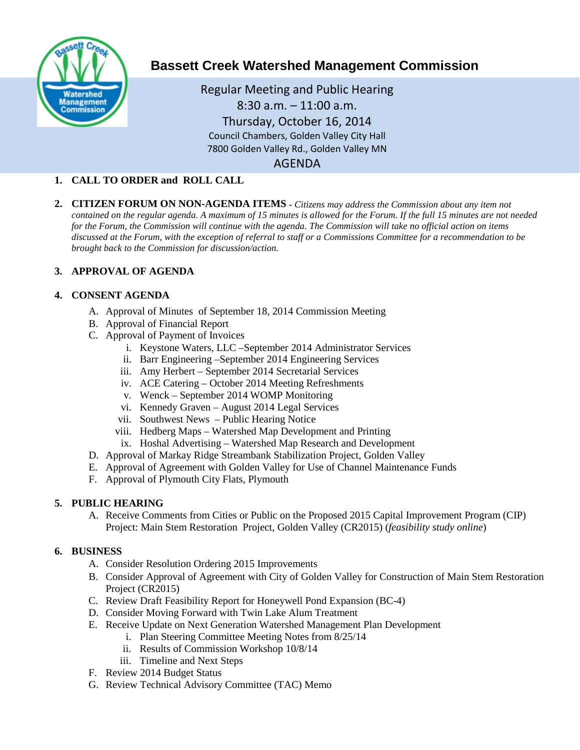# Bassett Creek Watershed Management Commission

Regular Meeting and Public Hearing
8:30 a.m. – 11:00 a.m.
Thursday, October 16, 2014
Council Chambers, Golden Valley City Hall
7800 Golden Valley Rd., Golden Valley MN

## AGENDA

1. **CALL TO ORDER and ROLL CALL**

2. **CITIZEN FORUM ON NON-AGENDA ITEMS** - *Citizens may address the Commission about any item not contained on the regular agenda. A maximum of 15 minutes is allowed for the Forum. If the full 15 minutes are not needed for the Forum, the Commission will continue with the agenda. The Commission will take no official action on items discussed at the Forum, with the exception of referral to staff or a Commissions Committee for a recommendation to be brought back to the Commission for discussion/action.*

3. **APPROVAL OF AGENDA**

4. **CONSENT AGENDA**
   - A. Approval of Minutes of September 18, 2014 Commission Meeting
   - B. Approval of Financial Report
   - C. Approval of Payment of Invoices
     - i. Keystone Waters, LLC –September 2014 Administrator Services
     - ii. Barr Engineering –September 2014 Engineering Services
     - iii. Amy Herbert – September 2014 Secretarial Services
     - iv. ACE Catering – October 2014 Meeting Refreshments
     - v. Wenck – September 2014 WOMP Monitoring
     - vi. Kennedy Graven – August 2014 Legal Services
     - vii. Southwest News – Public Hearing Notice
     - viii. Hedberg Maps – Watershed Map Development and Printing
     - ix. Hoshal Advertising – Watershed Map Research and Development
   - D. Approval of Markay Ridge Streambank Stabilization Project, Golden Valley
   - E. Approval of Agreement with Golden Valley for Use of Channel Maintenance Funds
   - F. Approval of Plymouth City Flats, Plymouth

5. **PUBLIC HEARING**
   - A. Receive Comments from Cities or Public on the Proposed 2015 Capital Improvement Program (CIP) Project: Main Stem Restoration Project, Golden Valley (CR2015) (*feasibility study online*)

6. **BUSINESS**
   - A. Consider Resolution Ordering 2015 Improvements
   - B. Consider Approval of Agreement with City of Golden Valley for Construction of Main Stem Restoration Project (CR2015)
   - C. Review Draft Feasibility Report for Honeywell Pond Expansion (BC-4)
   - D. Consider Moving Forward with Twin Lake Alum Treatment
   - E. Receive Update on Next Generation Watershed Management Plan Development
     - i. Plan Steering Committee Meeting Notes from 8/25/14
     - ii. Results of Commission Workshop 10/8/14
     - iii. Timeline and Next Steps
   - F. Review 2014 Budget Status
   - G. Review Technical Advisory Committee (TAC) Memo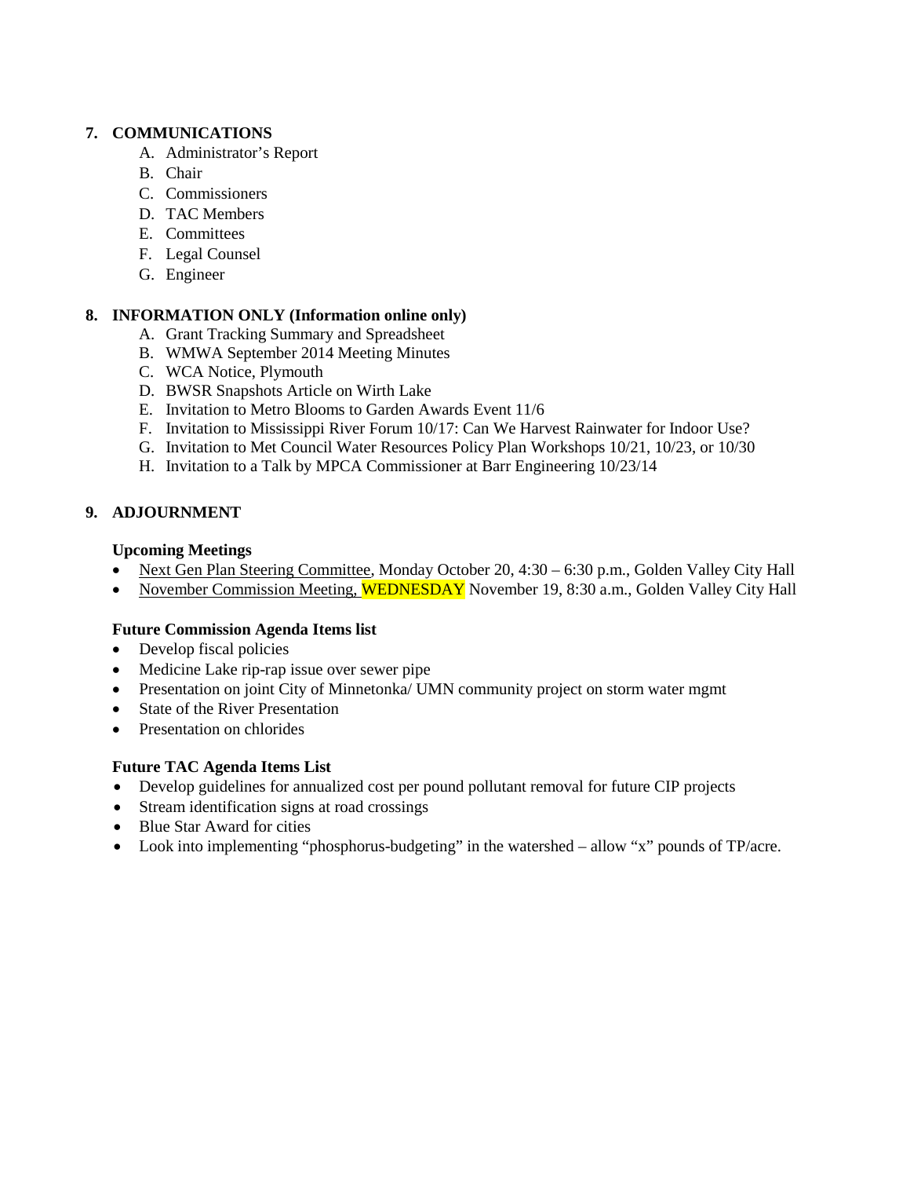**7. COMMUNICATIONS**

A. Administrator's Report
B. Chair
C. Commissioners
D. TAC Members
E. Committees
F. Legal Counsel
G. Engineer

**8. INFORMATION ONLY (Information online only)**

A. Grant Tracking Summary and Spreadsheet
B. WMWA September 2014 Meeting Minutes
C. WCA Notice, Plymouth
D. BWSR Snapshots Article on Wirth Lake
E. Invitation to Metro Blooms to Garden Awards Event 11/6
F. Invitation to Mississippi River Forum 10/17: Can We Harvest Rainwater for Indoor Use?
G. Invitation to Met Council Water Resources Policy Plan Workshops 10/21, 10/23, or 10/30
H. Invitation to a Talk by MPCA Commissioner at Barr Engineering 10/23/14

**9. ADJOURNMENT**

**Upcoming Meetings**

- Next Gen Plan Steering Committee, Monday October 20, 4:30 – 6:30 p.m., Golden Valley City Hall
- November Commission Meeting, WEDNESDAY November 19, 8:30 a.m., Golden Valley City Hall

**Future Commission Agenda Items list**

- Develop fiscal policies
- Medicine Lake rip-rap issue over sewer pipe
- Presentation on joint City of Minnetonka/ UMN community project on storm water mgmt
- State of the River Presentation
- Presentation on chlorides

**Future TAC Agenda Items List**

- Develop guidelines for annualized cost per pound pollutant removal for future CIP projects
- Stream identification signs at road crossings
- Blue Star Award for cities
- Look into implementing "phosphorus-budgeting" in the watershed – allow "x" pounds of TP/acre.